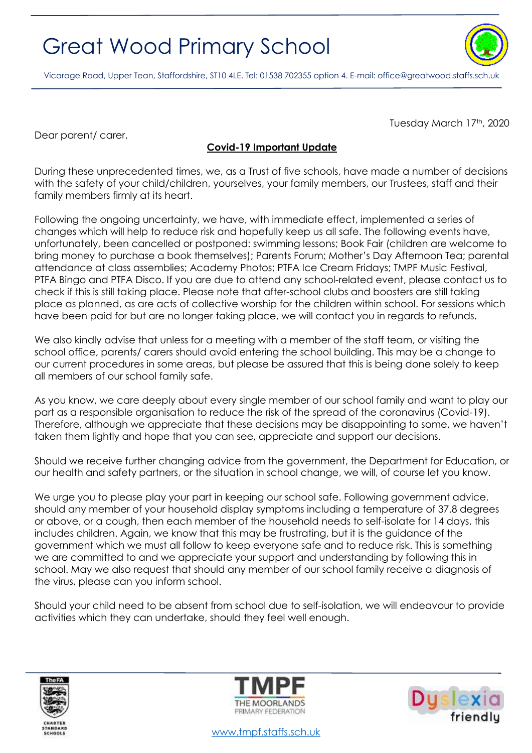# Great Wood Primary School

Vicarage Road, Upper Tean, Staffordshire, ST10 4LE. Tel: 01538 702355 option 4. E-mail: office@greatwood.staffs.sch.uk

Tuesday March 17th, 2020

Dear parent/ carer,

**Covid-19 Important Update**

During these unprecedented times, we, as a Trust of five schools, have made a number of decisions with the safety of your child/children, yourselves, your family members, our Trustees, staff and their family members firmly at its heart.

Following the ongoing uncertainty, we have, with immediate effect, implemented a series of changes which will help to reduce risk and hopefully keep us all safe. The following events have, unfortunately, been cancelled or postponed: swimming lessons; Book Fair (children are welcome to bring money to purchase a book themselves); Parents Forum; Mother's Day Afternoon Tea; parental attendance at class assemblies; Academy Photos; PTFA Ice Cream Fridays; TMPF Music Festival, PTFA Bingo and PTFA Disco. If you are due to attend any school-related event, please contact us to check if this is still taking place. Please note that after-school clubs and boosters are still taking place as planned, as are acts of collective worship for the children within school. For sessions which have been paid for but are no longer taking place, we will contact you in regards to refunds.

We also kindly advise that unless for a meeting with a member of the staff team, or visiting the school office, parents/ carers should avoid entering the school building. This may be a change to our current procedures in some areas, but please be assured that this is being done solely to keep all members of our school family safe.

As you know, we care deeply about every single member of our school family and want to play our part as a responsible organisation to reduce the risk of the spread of the coronavirus (Covid-19). Therefore, although we appreciate that these decisions may be disappointing to some, we haven't taken them lightly and hope that you can see, appreciate and support our decisions.

Should we receive further changing advice from the government, the Department for Education, or our health and safety partners, or the situation in school change, we will, of course let you know.

We urge you to please play your part in keeping our school safe. Following government advice, should any member of your household display symptoms including a temperature of 37.8 degrees or above, or a cough, then each member of the household needs to self-isolate for 14 days, this includes children. Again, we know that this may be frustrating, but it is the guidance of the government which we must all follow to keep everyone safe and to reduce risk. This is something we are committed to and we appreciate your support and understanding by following this in school. May we also request that should any member of our school family receive a diagnosis of the virus, please can you inform school.

Should your child need to be absent from school due to self-isolation, we will endeavour to provide activities which they can undertake, should they feel well enough.

www.tmpf.staffs.sch.uk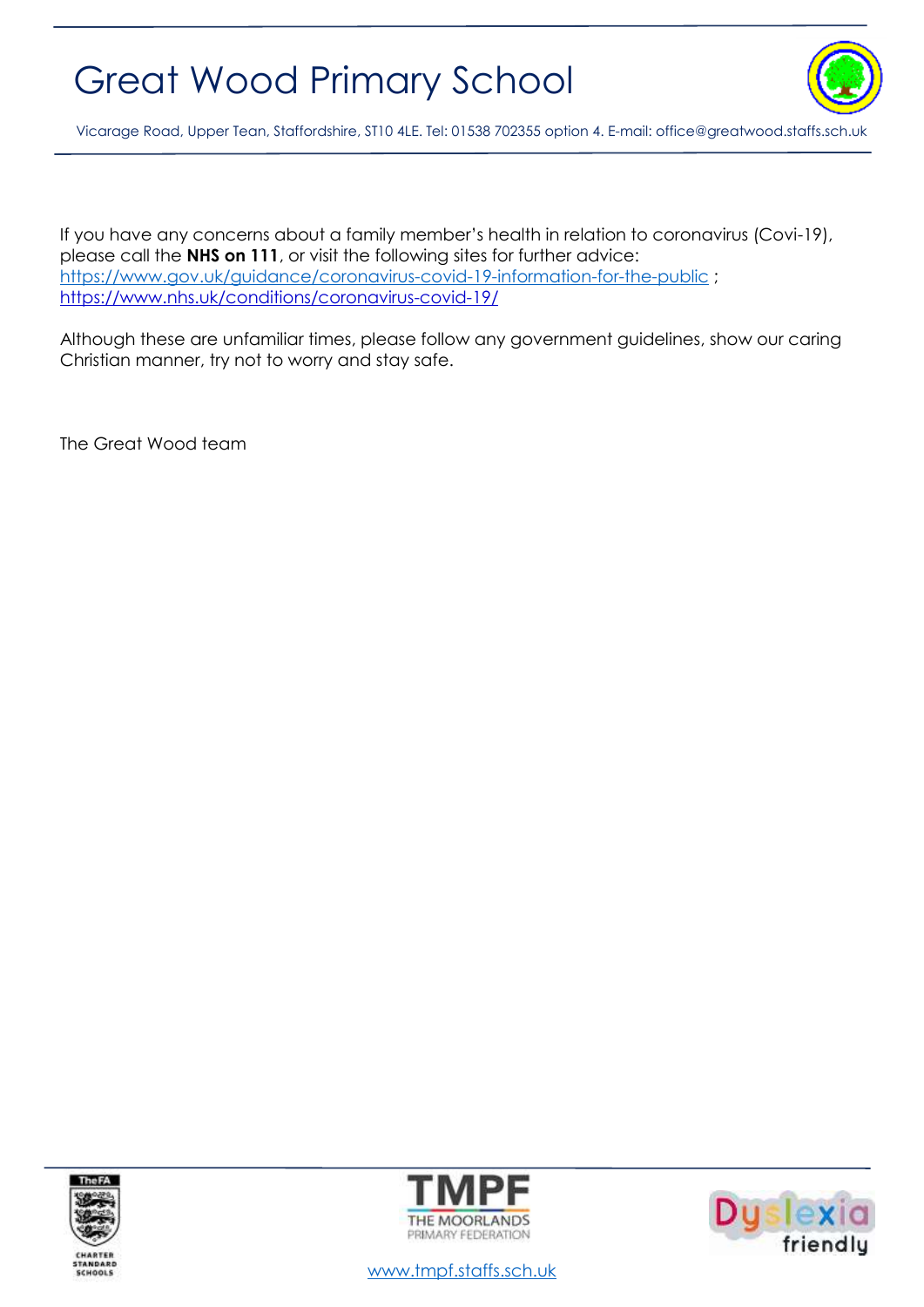If you have any concerns about a family member's health in relation to coronavirus (Covi-19), please call the **NHS on 111**, or visit the following sites for further advice: https://www.gov.uk/guidance/coronavirus-covid-19-information-for-the-public ; https://www.nhs.uk/conditions/coronavirus-covid-19/

Although these are unfamiliar times, please follow any government guidelines, show our caring Christian manner, try not to worry and stay safe.

The Great Wood team